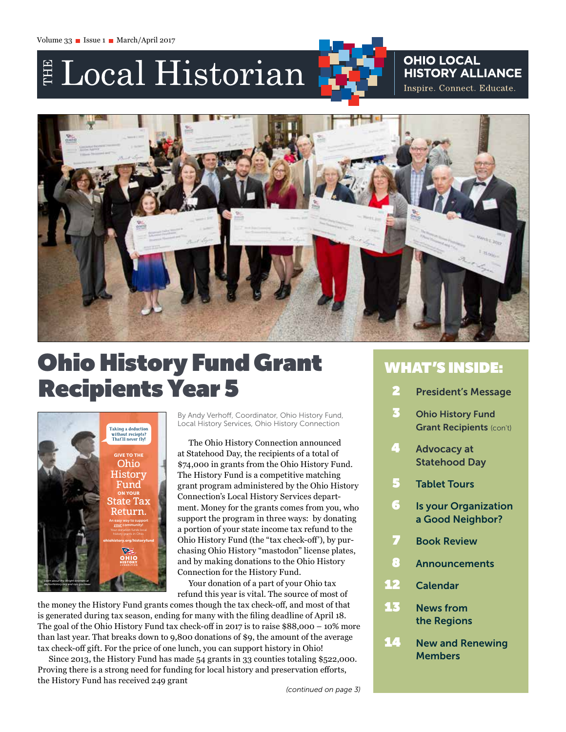Volume 33 ■ Issue 1 ■ March/April 2017

# THE Local Historian

**OHIO LOCAL HISTORY ALLIANCE**
Inspire. Connect. Educate.

# Ohio History Fund Grant Recipients Year 5

Taking a deduction without reciepts? That'll never fly!

GIVE TO THE Ohio History Fund ON YOUR State Tax Return.

An easy way to support your community! Your donation funds local history grants in Ohio.

ohiohistory.org/historyfund

Learn about the Wright brothers at daytonhistory.org and nps.gov/daav

By Andy Verhoff, Coordinator, Ohio History Fund, Local History Services, Ohio History Connection

The Ohio History Connection announced at Statehood Day, the recipients of a total of $74,000 in grants from the Ohio History Fund. The History Fund is a competitive matching grant program administered by the Ohio History Connection's Local History Services department. Money for the grants comes from you, who support the program in three ways: by donating a portion of your state income tax refund to the Ohio History Fund (the "tax check-off"), by purchasing Ohio History "mastodon" license plates, and by making donations to the Ohio History Connection for the History Fund.

Your donation of a part of your Ohio tax refund this year is vital. The source of most of the money the History Fund grants comes though the tax check-off, and most of that is generated during tax season, ending for many with the filing deadline of April 18. The goal of the Ohio History Fund tax check-off in 2017 is to raise $88,000 – 10% more than last year. That breaks down to 9,800 donations of $9, the amount of the average tax check-off gift. For the price of one lunch, you can support history in Ohio!

Since 2013, the History Fund has made 54 grants in 33 counties totaling $522,000. Proving there is a strong need for funding for local history and preservation efforts, the History Fund has received 249 grant

*(continued on page 3)*

## WHAT'S INSIDE:

- **2** President's Message
- **3** Ohio History Fund Grant Recipients (con't)
- **4** Advocacy at Statehood Day
- **5** Tablet Tours
- **6** Is your Organization a Good Neighbor?
- **7** Book Review
- **8** Announcements
- **12** Calendar
- **13** News from the Regions
- **14** New and Renewing Members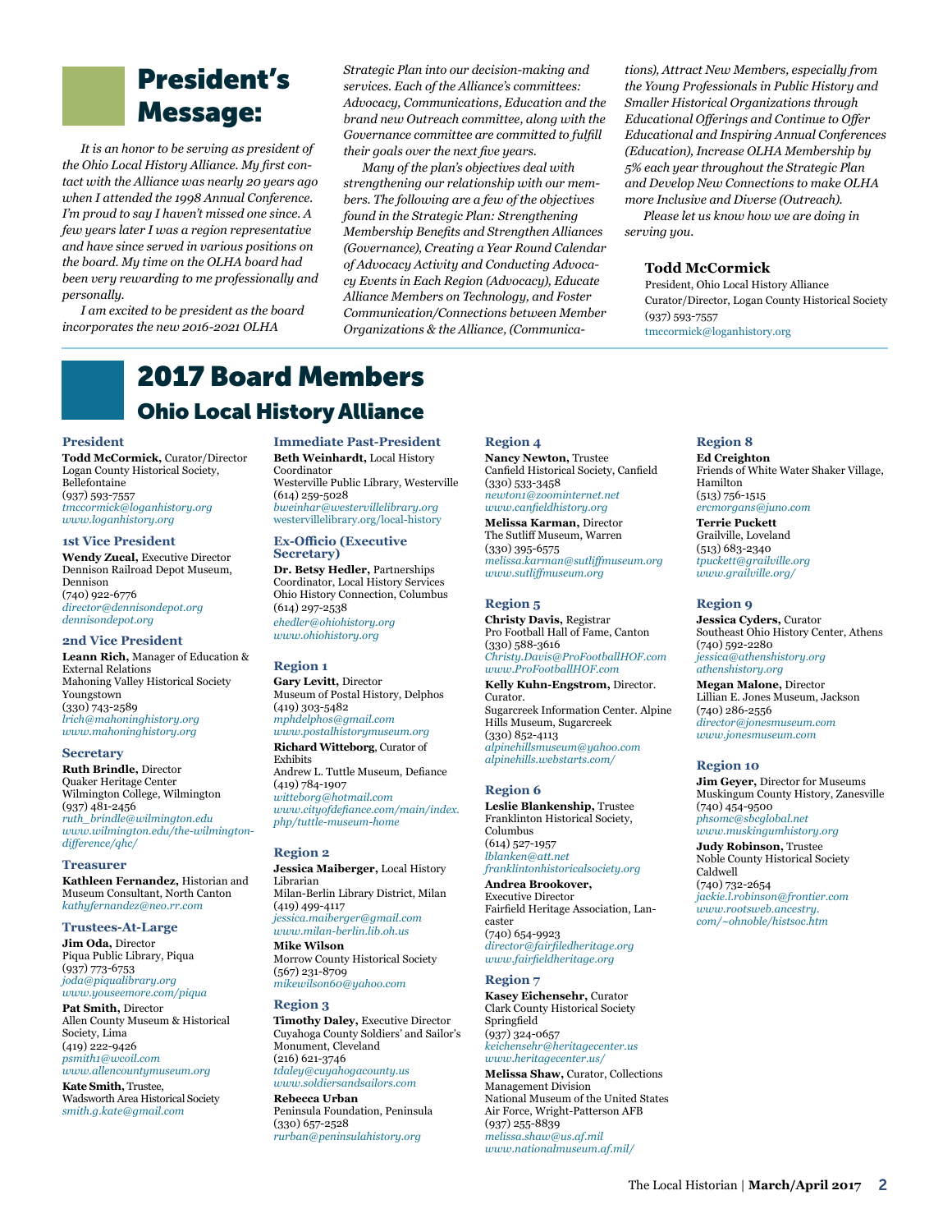# President's Message:

*It is an honor to be serving as president of the Ohio Local History Alliance. My first contact with the Alliance was nearly 20 years ago when I attended the 1998 Annual Conference. I'm proud to say I haven't missed one since. A few years later I was a region representative and have since served in various positions on the board. My time on the OLHA board had been very rewarding to me professionally and personally.*

*I am excited to be president as the board incorporates the new 2016-2021 OLHA Strategic Plan into our decision-making and services. Each of the Alliance's committees: Advocacy, Communications, Education and the brand new Outreach committee, along with the Governance committee are committed to fulfill their goals over the next five years.*

*Many of the plan's objectives deal with strengthening our relationship with our members. The following are a few of the objectives found in the Strategic Plan: Strengthening Membership Benefits and Strengthen Alliances (Governance), Creating a Year Round Calendar of Advocacy Activity and Conducting Advocacy Events in Each Region (Advocacy), Educate Alliance Members on Technology, and Foster Communication/Connections between Member Organizations & the Alliance, (Communications), Attract New Members, especially from the Young Professionals in Public History and Smaller Historical Organizations through Educational Offerings and Continue to Offer Educational and Inspiring Annual Conferences (Education), Increase OLHA Membership by 5% each year throughout the Strategic Plan and Develop New Connections to make OLHA more Inclusive and Diverse (Outreach).*

*Please let us know how we are doing in serving you.*

**Todd McCormick**
President, Ohio Local History Alliance
Curator/Director, Logan County Historical Society
(937) 593-7557
tmccormick@loganhistory.org

# 2017 Board Members
## Ohio Local History Alliance

### President
**Todd McCormick,** Curator/Director
Logan County Historical Society, Bellefontaine
(937) 593-7557
*tmccormick@loganhistory.org*
*www.loganhistory.org*

### 1st Vice President
**Wendy Zucal,** Executive Director
Dennison Railroad Depot Museum, Dennison
(740) 922-6776
*director@dennisondepot.org*
*dennisondepot.org*

### 2nd Vice President
**Leann Rich,** Manager of Education & External Relations
Mahoning Valley Historical Society
Youngstown
(330) 743-2589
*lrich@mahoninghistory.org*
*www.mahoninghistory.org*

### Secretary
**Ruth Brindle,** Director
Quaker Heritage Center
Wilmington College, Wilmington
(937) 481-2456
*ruth_brindle@wilmington.edu*
*www.wilmington.edu/the-wilmington-difference/qhc/*

### Treasurer
**Kathleen Fernandez,** Historian and Museum Consultant, North Canton
*kathyfernandez@neo.rr.com*

### Trustees-At-Large
**Jim Oda,** Director
Piqua Public Library, Piqua
(937) 773-6753
*joda@piqualibrary.org*
*www.youseemore.com/piqua*

**Pat Smith,** Director
Allen County Museum & Historical Society, Lima
(419) 222-9426
*psmith1@wcoil.com*
*www.allencountymuseum.org*

**Kate Smith,** Trustee,
Wadsworth Area Historical Society
*smith.g.kate@gmail.com*

### Immediate Past-President
**Beth Weinhardt,** Local History Coordinator
Westerville Public Library, Westerville
(614) 259-5028
*bweinhar@westervillelibrary.org*
westervillelibrary.org/local-history

### Ex-Officio (Executive Secretary)
**Dr. Betsy Hedler,** Partnerships Coordinator, Local History Services
Ohio History Connection, Columbus
(614) 297-2538
*ehedler@ohiohistory.org*
*www.ohiohistory.org*

### Region 1
**Gary Levitt,** Director
Museum of Postal History, Delphos
(419) 303-5482
*mphdelphos@gmail.com*
*www.postalhistorymuseum.org*

**Richard Witteborg**, Curator of Exhibits
Andrew L. Tuttle Museum, Defiance
(419) 784-1907
*witteborg@hotmail.com*
*www.cityofdefiance.com/main/index.php/tuttle-museum-home*

### Region 2
**Jessica Maiberger,** Local History Librarian
Milan-Berlin Library District, Milan
(419) 499-4117
*jessica.maiberger@gmail.com*
*www.milan-berlin.lib.oh.us*

**Mike Wilson**
Morrow County Historical Society
(567) 231-8709
*mikewilson60@yahoo.com*

### Region 3
**Timothy Daley,** Executive Director
Cuyahoga County Soldiers' and Sailor's Monument, Cleveland
(216) 621-3746
*tdaley@cuyahogacounty.us*
*www.soldiersandsailors.com*

**Rebecca Urban**
Peninsula Foundation, Peninsula
(330) 657-2528
*rurban@peninsulahistory.org*

### Region 4
**Nancy Newton,** Trustee
Canfield Historical Society, Canfield
(330) 533-3458
*newton1@zoominternet.net*
*www.canfieldhistory.org*

**Melissa Karman,** Director
The Sutliff Museum, Warren
(330) 395-6575
*melissa.karman@sutliffmuseum.org*
*www.sutliffmuseum.org*

### Region 5
**Christy Davis,** Registrar
Pro Football Hall of Fame, Canton
(330) 588-3616
*Christy.Davis@ProFootballHOF.com*
*www.ProFootballHOF.com*

**Kelly Kuhn-Engstrom,** Director. Curator.
Sugarcreek Information Center. Alpine Hills Museum, Sugarcreek
(330) 852-4113
*alpinehillsmuseum@yahoo.com*
*alpinehills.webstarts.com/*

### Region 6
**Leslie Blankenship,** Trustee
Franklinton Historical Society, Columbus
(614) 527-1957
*lblanken@att.net*
*franklintonhistoricalsociety.org*

**Andrea Brookover,**
Executive Director
Fairfield Heritage Association, Lancaster
(740) 654-9923
*director@fairfiledheritage.org*
*www.fairfieldheritage.org*

### Region 7
**Kasey Eichensehr,** Curator
Clark County Historical Society
Springfield
(937) 324-0657
*keichensehr@heritagecenter.us*
*www.heritagecenter.us/*

**Melissa Shaw,** Curator, Collections Management Division
National Museum of the United States Air Force, Wright-Patterson AFB
(937) 255-8839
*melissa.shaw@us.af.mil*
*www.nationalmuseum.af.mil/*

### Region 8
**Ed Creighton**
Friends of White Water Shaker Village, Hamilton
(513) 756-1515
*ercmorgans@juno.com*

**Terrie Puckett**
Grailville, Loveland
(513) 683-2340
*tpuckett@grailville.org*
*www.grailville.org/*

### Region 9
**Jessica Cyders,** Curator
Southeast Ohio History Center, Athens
(740) 592-2280
*jessica@athenshistory.org*
*athenshistory.org*

**Megan Malone,** Director
Lillian E. Jones Museum, Jackson
(740) 286-2556
*director@jonesmuseum.com*
*www.jonesmuseum.com*

### Region 10
**Jim Geyer,** Director for Museums
Muskingum County History, Zanesville
(740) 454-9500
*phsomc@sbcglobal.net*
*www.muskingumhistory.org*

**Judy Robinson,** Trustee
Noble County Historical Society
Caldwell
(740) 732-2654
*jackie.l.robinson@frontier.com*
*www.rootsweb.ancestry.com/~ohnoble/histsoc.htm*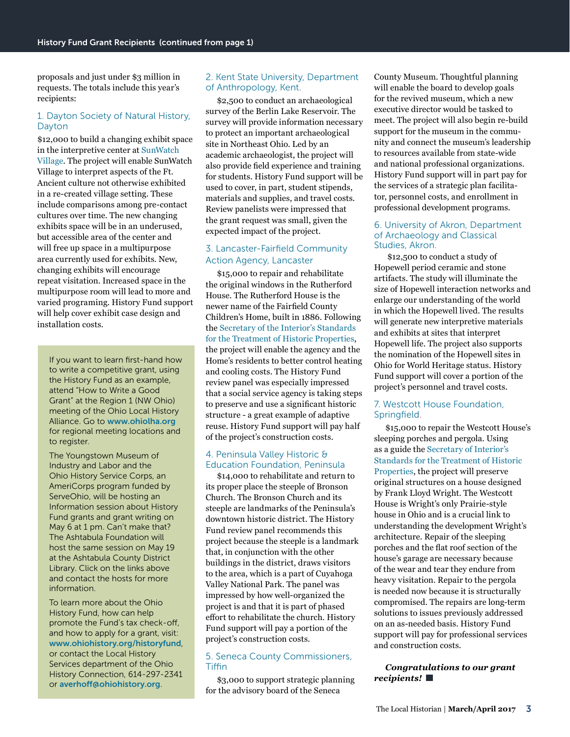## History Fund Grant Recipients (continued from page 1)

proposals and just under $3 million in requests. The totals include this year's recipients:

### 1. Dayton Society of Natural History, Dayton

$12,000 to build a changing exhibit space in the interpretive center at SunWatch Village. The project will enable SunWatch Village to interpret aspects of the Ft. Ancient culture not otherwise exhibited in a re-created village setting. These include comparisons among pre-contact cultures over time. The new changing exhibits space will be in an underused, but accessible area of the center and will free up space in a multipurpose area currently used for exhibits. New, changing exhibits will encourage repeat visitation. Increased space in the multipurpose room will lead to more and varied programing. History Fund support will help cover exhibit case design and installation costs.

> If you want to learn first-hand how to write a competitive grant, using the History Fund as an example, attend "How to Write a Good Grant" at the Region 1 (NW Ohio) meeting of the Ohio Local History Alliance. Go to **www.ohiolha.org** for regional meeting locations and to register.
>
> The Youngstown Museum of Industry and Labor and the Ohio History Service Corps, an AmeriCorps program funded by ServeOhio, will be hosting an Information session about History Fund grants and grant writing on May 6 at 1 pm. Can't make that? The Ashtabula Foundation will host the same session on May 19 at the Ashtabula County District Library. Click on the links above and contact the hosts for more information.
>
> To learn more about the Ohio History Fund, how can help promote the Fund's tax check-off, and how to apply for a grant, visit: **www.ohiohistory.org/historyfund**, or contact the Local History Services department of the Ohio History Connection, 614-297-2341 or **averhoff@ohiohistory.org**.

### 2. Kent State University, Department of Anthropology, Kent.

$2,500 to conduct an archaeological survey of the Berlin Lake Reservoir. The survey will provide information necessary to protect an important archaeological site in Northeast Ohio. Led by an academic archaeologist, the project will also provide field experience and training for students. History Fund support will be used to cover, in part, student stipends, materials and supplies, and travel costs. Review panelists were impressed that the grant request was small, given the expected impact of the project.

### 3. Lancaster-Fairfield Community Action Agency, Lancaster

$15,000 to repair and rehabilitate the original windows in the Rutherford House. The Rutherford House is the newer name of the Fairfield County Children's Home, built in 1886. Following the Secretary of the Interior's Standards for the Treatment of Historic Properties, the project will enable the agency and the Home's residents to better control heating and cooling costs. The History Fund review panel was especially impressed that a social service agency is taking steps to preserve and use a significant historic structure - a great example of adaptive reuse. History Fund support will pay half of the project's construction costs.

### 4. Peninsula Valley Historic & Education Foundation, Peninsula

$14,000 to rehabilitate and return to its proper place the steeple of Bronson Church. The Bronson Church and its steeple are landmarks of the Peninsula's downtown historic district. The History Fund review panel recommends this project because the steeple is a landmark that, in conjunction with the other buildings in the district, draws visitors to the area, which is a part of Cuyahoga Valley National Park. The panel was impressed by how well-organized the project is and that it is part of phased effort to rehabilitate the church. History Fund support will pay a portion of the project's construction costs.

### 5. Seneca County Commissioners, Tiffin

$3,000 to support strategic planning for the advisory board of the Seneca County Museum. Thoughtful planning will enable the board to develop goals for the revived museum, which a new executive director would be tasked to meet. The project will also begin re-build support for the museum in the community and connect the museum's leadership to resources available from state-wide and national professional organizations. History Fund support will in part pay for the services of a strategic plan facilitator, personnel costs, and enrollment in professional development programs.

### 6. University of Akron, Department of Archaeology and Classical Studies, Akron.

$12,500 to conduct a study of Hopewell period ceramic and stone artifacts. The study will illuminate the size of Hopewell interaction networks and enlarge our understanding of the world in which the Hopewell lived. The results will generate new interpretive materials and exhibits at sites that interpret Hopewell life. The project also supports the nomination of the Hopewell sites in Ohio for World Heritage status. History Fund support will cover a portion of the project's personnel and travel costs.

### 7. Westcott House Foundation, Springfield.

$15,000 to repair the Westcott House's sleeping porches and pergola. Using as a guide the Secretary of Interior's Standards for the Treatment of Historic Properties, the project will preserve original structures on a house designed by Frank Lloyd Wright. The Westcott House is Wright's only Prairie-style house in Ohio and is a crucial link to understanding the development Wright's architecture. Repair of the sleeping porches and the flat roof section of the house's garage are necessary because of the wear and tear they endure from heavy visitation. Repair to the pergola is needed now because it is structurally compromised. The repairs are long-term solutions to issues previously addressed on an as-needed basis. History Fund support will pay for professional services and construction costs.

***Congratulations to our grant recipients!*** ■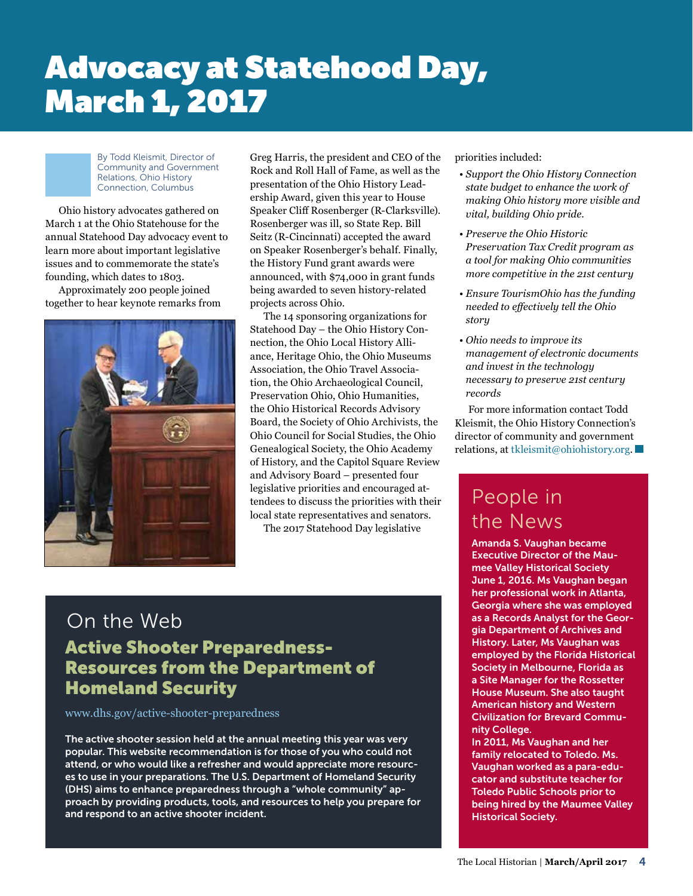# Advocacy at Statehood Day, March 1, 2017

By Todd Kleismit, Director of Community and Government Relations, Ohio History Connection, Columbus

Ohio history advocates gathered on March 1 at the Ohio Statehouse for the annual Statehood Day advocacy event to learn more about important legislative issues and to commemorate the state's founding, which dates to 1803.

Approximately 200 people joined together to hear keynote remarks from Greg Harris, the president and CEO of the Rock and Roll Hall of Fame, as well as the presentation of the Ohio History Leadership Award, given this year to House Speaker Cliff Rosenberger (R-Clarksville). Rosenberger was ill, so State Rep. Bill Seitz (R-Cincinnati) accepted the award on Speaker Rosenberger's behalf. Finally, the History Fund grant awards were announced, with $74,000 in grant funds being awarded to seven history-related projects across Ohio.

The 14 sponsoring organizations for Statehood Day – the Ohio History Connection, the Ohio Local History Alliance, Heritage Ohio, the Ohio Museums Association, the Ohio Travel Association, the Ohio Archaeological Council, Preservation Ohio, Ohio Humanities, the Ohio Historical Records Advisory Board, the Society of Ohio Archivists, the Ohio Council for Social Studies, the Ohio Genealogical Society, the Ohio Academy of History, and the Capitol Square Review and Advisory Board – presented four legislative priorities and encouraged attendees to discuss the priorities with their local state representatives and senators.

The 2017 Statehood Day legislative priorities included:

- *Support the Ohio History Connection state budget to enhance the work of making Ohio history more visible and vital, building Ohio pride.*
- *Preserve the Ohio Historic Preservation Tax Credit program as a tool for making Ohio communities more competitive in the 21st century*
- *Ensure TourismOhio has the funding needed to effectively tell the Ohio story*
- *Ohio needs to improve its management of electronic documents and invest in the technology necessary to preserve 21st century records*

For more information contact Todd Kleismit, the Ohio History Connection's director of community and government relations, at tkleismit@ohiohistory.org.

## On the Web

### Active Shooter Preparedness-Resources from the Department of Homeland Security

www.dhs.gov/active-shooter-preparedness

**The active shooter session held at the annual meeting this year was very popular. This website recommendation is for those of you who could not attend, or who would like a refresher and would appreciate more resources to use in your preparations. The U.S. Department of Homeland Security (DHS) aims to enhance preparedness through a "whole community" approach by providing products, tools, and resources to help you prepare for and respond to an active shooter incident.**

## People in the News

**Amanda S. Vaughan became Executive Director of the Maumee Valley Historical Society June 1, 2016. Ms Vaughan began her professional work in Atlanta, Georgia where she was employed as a Records Analyst for the Georgia Department of Archives and History. Later, Ms Vaughan was employed by the Florida Historical Society in Melbourne, Florida as a Site Manager for the Rossetter House Museum. She also taught American history and Western Civilization for Brevard Community College.**

**In 2011, Ms Vaughan and her family relocated to Toledo. Ms. Vaughan worked as a para-educator and substitute teacher for Toledo Public Schools prior to being hired by the Maumee Valley Historical Society.**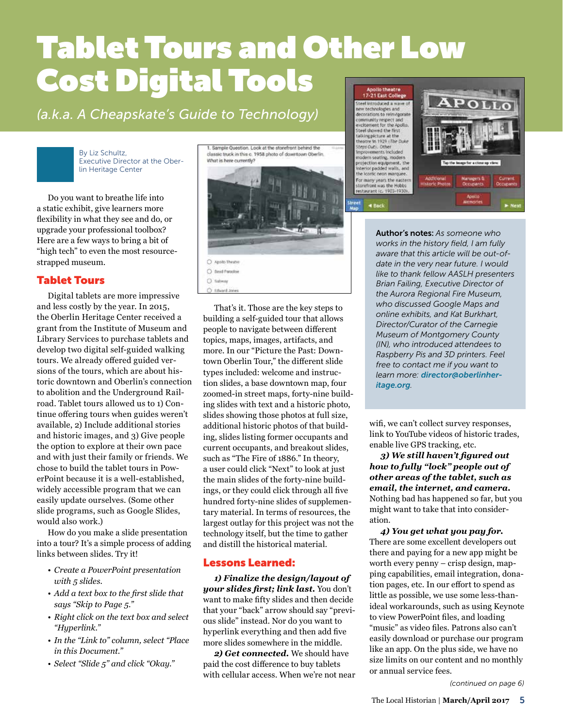# Tablet Tours and Other Low Cost Digital Tools

*(a.k.a. A Cheapskate's Guide to Technology)*

By Liz Schultz, Executive Director at the Oberlin Heritage Center

Do you want to breathe life into a static exhibit, give learners more flexibility in what they see and do, or upgrade your professional toolbox? Here are a few ways to bring a bit of "high tech" to even the most resource-strapped museum.

## Tablet Tours

Digital tablets are more impressive and less costly by the year. In 2015, the Oberlin Heritage Center received a grant from the Institute of Museum and Library Services to purchase tablets and develop two digital self-guided walking tours. We already offered guided versions of the tours, which are about historic downtown and Oberlin's connection to abolition and the Underground Railroad. Tablet tours allowed us to 1) Continue offering tours when guides weren't available, 2) Include additional stories and historic images, and 3) Give people the option to explore at their own pace and with just their family or friends. We chose to build the tablet tours in PowerPoint because it is a well-established, widely accessible program that we can easily update ourselves. (Some other slide programs, such as Google Slides, would also work.)

How do you make a slide presentation into a tour? It's a simple process of adding links between slides. Try it!

- *Create a PowerPoint presentation with 5 slides.*
- *Add a text box to the first slide that says "Skip to Page 5."*
- *Right click on the text box and select "Hyperlink."*
- *In the "Link to" column, select "Place in this Document."*
- *Select "Slide 5" and click "Okay."*

That's it. Those are the key steps to building a self-guided tour that allows people to navigate between different topics, maps, images, artifacts, and more. In our "Picture the Past: Downtown Oberlin Tour," the different slide types included: welcome and instruction slides, a base downtown map, four zoomed-in street maps, forty-nine building slides with text and a historic photo, slides showing those photos at full size, additional historic photos of that building, slides listing former occupants and current occupants, and breakout slides, such as "The Fire of 1886." In theory, a user could click "Next" to look at just the main slides of the forty-nine buildings, or they could click through all five hundred forty-nine slides of supplementary material. In terms of resources, the largest outlay for this project was not the technology itself, but the time to gather and distill the historical material.

## Lessons Learned:

***1) Finalize the design/layout of your slides first; link last.*** You don't want to make fifty slides and then decide that your "back" arrow should say "previous slide" instead. Nor do you want to hyperlink everything and then add five more slides somewhere in the middle.

***2) Get connected.*** We should have paid the cost difference to buy tablets with cellular access. When we're not near wifi, we can't collect survey responses, link to YouTube videos of historic trades, enable live GPS tracking, etc.

***3) We still haven't figured out how to fully "lock" people out of other areas of the tablet, such as email, the internet, and camera.*** Nothing bad has happened so far, but you might want to take that into consideration.

***4) You get what you pay for.*** There are some excellent developers out there and paying for a new app might be worth every penny – crisp design, mapping capabilities, email integration, donation pages, etc. In our effort to spend as little as possible, we use some less-than-ideal workarounds, such as using Keynote to view PowerPoint files, and loading "music" as video files. Patrons also can't easily download or purchase our program like an app. On the plus side, we have no size limits on our content and no monthly or annual service fees.

*(continued on page 6)*

**Author's notes:** *As someone who works in the history field, I am fully aware that this article will be out-of-date in the very near future. I would like to thank fellow AASLH presenters Brian Failing, Executive Director of the Aurora Regional Fire Museum, who discussed Google Maps and online exhibits, and Kat Burkhart, Director/Curator of the Carnegie Museum of Montgomery County (IN), who introduced attendees to Raspberry Pis and 3D printers. Feel free to contact me if you want to learn more:* ***director@oberlinheritage.org****.*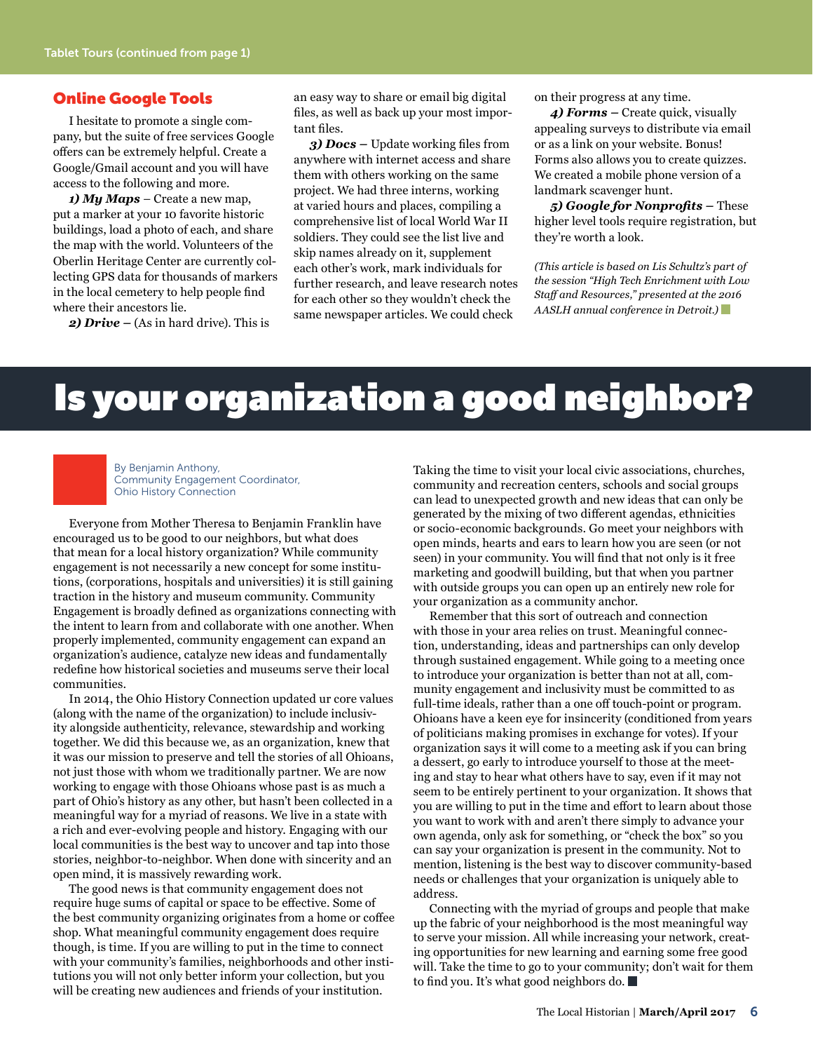Tablet Tours (continued from page 1)

## Online Google Tools

I hesitate to promote a single company, but the suite of free services Google offers can be extremely helpful. Create a Google/Gmail account and you will have access to the following and more.

***1) My Maps*** – Create a new map, put a marker at your 10 favorite historic buildings, load a photo of each, and share the map with the world. Volunteers of the Oberlin Heritage Center are currently collecting GPS data for thousands of markers in the local cemetery to help people find where their ancestors lie.

***2) Drive*** – (As in hard drive). This is an easy way to share or email big digital files, as well as back up your most important files.

***3) Docs*** – Update working files from anywhere with internet access and share them with others working on the same project. We had three interns, working at varied hours and places, compiling a comprehensive list of local World War II soldiers. They could see the list live and skip names already on it, supplement each other's work, mark individuals for further research, and leave research notes for each other so they wouldn't check the same newspaper articles. We could check on their progress at any time.

***4) Forms*** – Create quick, visually appealing surveys to distribute via email or as a link on your website. Bonus! Forms also allows you to create quizzes. We created a mobile phone version of a landmark scavenger hunt.

***5) Google for Nonprofits*** – These higher level tools require registration, but they're worth a look.

*(This article is based on Lis Schultz's part of the session "High Tech Enrichment with Low Staff and Resources," presented at the 2016 AASLH annual conference in Detroit.)*

# Is your organization a good neighbor?

By Benjamin Anthony,
Community Engagement Coordinator,
Ohio History Connection

Everyone from Mother Theresa to Benjamin Franklin have encouraged us to be good to our neighbors, but what does that mean for a local history organization? While community engagement is not necessarily a new concept for some institutions, (corporations, hospitals and universities) it is still gaining traction in the history and museum community. Community Engagement is broadly defined as organizations connecting with the intent to learn from and collaborate with one another. When properly implemented, community engagement can expand an organization's audience, catalyze new ideas and fundamentally redefine how historical societies and museums serve their local communities.

In 2014, the Ohio History Connection updated ur core values (along with the name of the organization) to include inclusivity alongside authenticity, relevance, stewardship and working together. We did this because we, as an organization, knew that it was our mission to preserve and tell the stories of all Ohioans, not just those with whom we traditionally partner. We are now working to engage with those Ohioans whose past is as much a part of Ohio's history as any other, but hasn't been collected in a meaningful way for a myriad of reasons. We live in a state with a rich and ever-evolving people and history. Engaging with our local communities is the best way to uncover and tap into those stories, neighbor-to-neighbor. When done with sincerity and an open mind, it is massively rewarding work.

The good news is that community engagement does not require huge sums of capital or space to be effective. Some of the best community organizing originates from a home or coffee shop. What meaningful community engagement does require though, is time. If you are willing to put in the time to connect with your community's families, neighborhoods and other institutions you will not only better inform your collection, but you will be creating new audiences and friends of your institution. Taking the time to visit your local civic associations, churches, community and recreation centers, schools and social groups can lead to unexpected growth and new ideas that can only be generated by the mixing of two different agendas, ethnicities or socio-economic backgrounds. Go meet your neighbors with open minds, hearts and ears to learn how you are seen (or not seen) in your community. You will find that not only is it free marketing and goodwill building, but that when you partner with outside groups you can open up an entirely new role for your organization as a community anchor.

Remember that this sort of outreach and connection with those in your area relies on trust. Meaningful connection, understanding, ideas and partnerships can only develop through sustained engagement. While going to a meeting once to introduce your organization is better than not at all, community engagement and inclusivity must be committed to as full-time ideals, rather than a one off touch-point or program. Ohioans have a keen eye for insincerity (conditioned from years of politicians making promises in exchange for votes). If your organization says it will come to a meeting ask if you can bring a dessert, go early to introduce yourself to those at the meeting and stay to hear what others have to say, even if it may not seem to be entirely pertinent to your organization. It shows that you are willing to put in the time and effort to learn about those you want to work with and aren't there simply to advance your own agenda, only ask for something, or "check the box" so you can say your organization is present in the community. Not to mention, listening is the best way to discover community-based needs or challenges that your organization is uniquely able to address.

Connecting with the myriad of groups and people that make up the fabric of your neighborhood is the most meaningful way to serve your mission. All while increasing your network, creating opportunities for new learning and earning some free good will. Take the time to go to your community; don't wait for them to find you. It's what good neighbors do.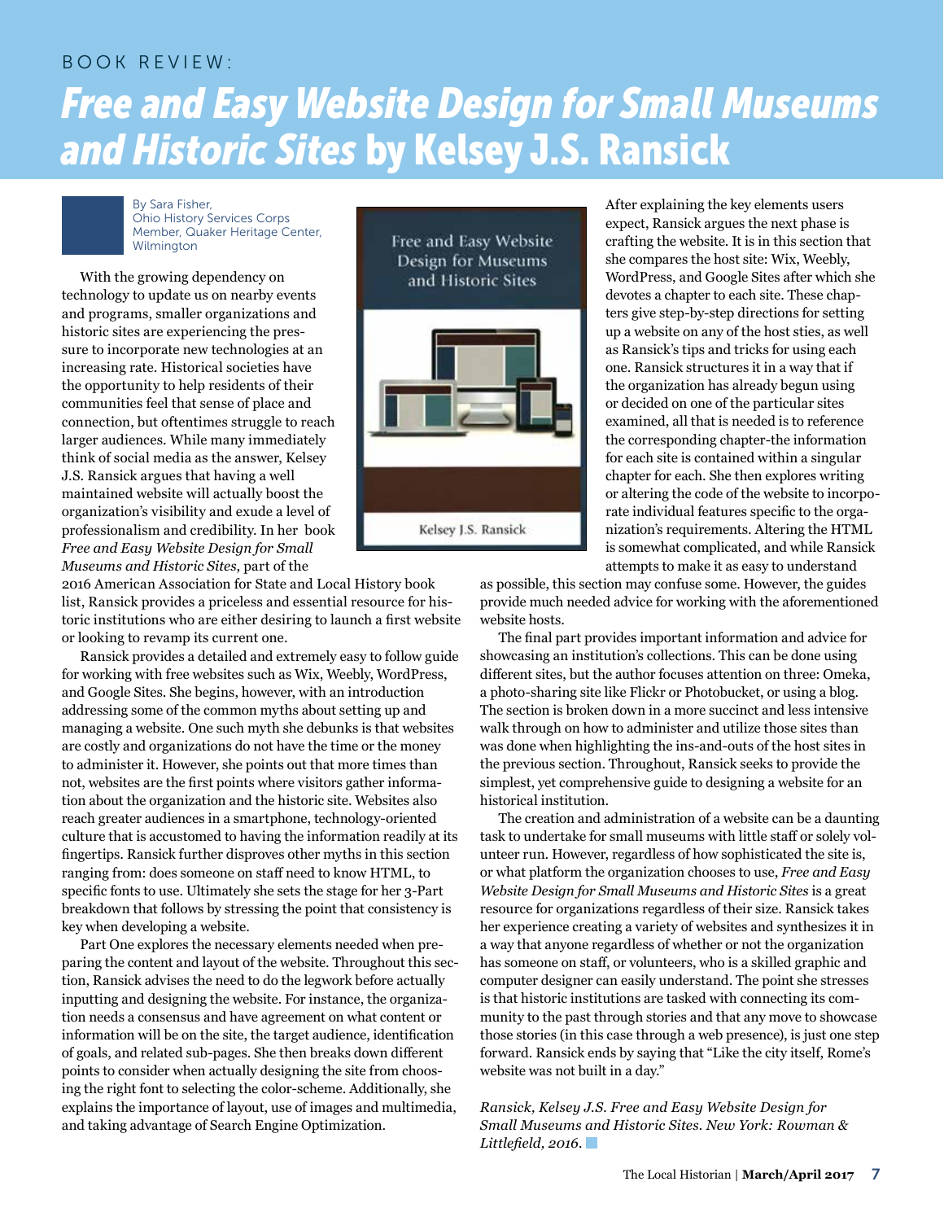BOOK REVIEW:

# *Free and Easy Website Design for Small Museums and Historic Sites* by Kelsey J.S. Ransick

By Sara Fisher,
Ohio History Services Corps Member, Quaker Heritage Center, Wilmington

With the growing dependency on technology to update us on nearby events and programs, smaller organizations and historic sites are experiencing the pressure to incorporate new technologies at an increasing rate. Historical societies have the opportunity to help residents of their communities feel that sense of place and connection, but oftentimes struggle to reach larger audiences. While many immediately think of social media as the answer, Kelsey J.S. Ransick argues that having a well maintained website will actually boost the organization's visibility and exude a level of professionalism and credibility. In her book *Free and Easy Website Design for Small Museums and Historic Sites*, part of the 2016 American Association for State and Local History book list, Ransick provides a priceless and essential resource for historic institutions who are either desiring to launch a first website or looking to revamp its current one.

Ransick provides a detailed and extremely easy to follow guide for working with free websites such as Wix, Weebly, WordPress, and Google Sites. She begins, however, with an introduction addressing some of the common myths about setting up and managing a website. One such myth she debunks is that websites are costly and organizations do not have the time or the money to administer it. However, she points out that more times than not, websites are the first points where visitors gather information about the organization and the historic site. Websites also reach greater audiences in a smartphone, technology-oriented culture that is accustomed to having the information readily at its fingertips. Ransick further disproves other myths in this section ranging from: does someone on staff need to know HTML, to specific fonts to use. Ultimately she sets the stage for her 3-Part breakdown that follows by stressing the point that consistency is key when developing a website.

Part One explores the necessary elements needed when preparing the content and layout of the website. Throughout this section, Ransick advises the need to do the legwork before actually inputting and designing the website. For instance, the organization needs a consensus and have agreement on what content or information will be on the site, the target audience, identification of goals, and related sub-pages. She then breaks down different points to consider when actually designing the site from choosing the right font to selecting the color-scheme. Additionally, she explains the importance of layout, use of images and multimedia, and taking advantage of Search Engine Optimization.

After explaining the key elements users expect, Ransick argues the next phase is crafting the website. It is in this section that she compares the host site: Wix, Weebly, WordPress, and Google Sites after which she devotes a chapter to each site. These chapters give step-by-step directions for setting up a website on any of the host sties, as well as Ransick's tips and tricks for using each one. Ransick structures it in a way that if the organization has already begun using or decided on one of the particular sites examined, all that is needed is to reference the corresponding chapter-the information for each site is contained within a singular chapter for each. She then explores writing or altering the code of the website to incorporate individual features specific to the organization's requirements. Altering the HTML is somewhat complicated, and while Ransick attempts to make it as easy to understand as possible, this section may confuse some. However, the guides provide much needed advice for working with the aforementioned website hosts.

The final part provides important information and advice for showcasing an institution's collections. This can be done using different sites, but the author focuses attention on three: Omeka, a photo-sharing site like Flickr or Photobucket, or using a blog. The section is broken down in a more succinct and less intensive walk through on how to administer and utilize those sites than was done when highlighting the ins-and-outs of the host sites in the previous section. Throughout, Ransick seeks to provide the simplest, yet comprehensive guide to designing a website for an historical institution.

The creation and administration of a website can be a daunting task to undertake for small museums with little staff or solely volunteer run. However, regardless of how sophisticated the site is, or what platform the organization chooses to use, *Free and Easy Website Design for Small Museums and Historic Sites* is a great resource for organizations regardless of their size. Ransick takes her experience creating a variety of websites and synthesizes it in a way that anyone regardless of whether or not the organization has someone on staff, or volunteers, who is a skilled graphic and computer designer can easily understand. The point she stresses is that historic institutions are tasked with connecting its community to the past through stories and that any move to showcase those stories (in this case through a web presence), is just one step forward. Ransick ends by saying that "Like the city itself, Rome's website was not built in a day."

*Ransick, Kelsey J.S. Free and Easy Website Design for Small Museums and Historic Sites. New York: Rowman & Littlefield, 2016.*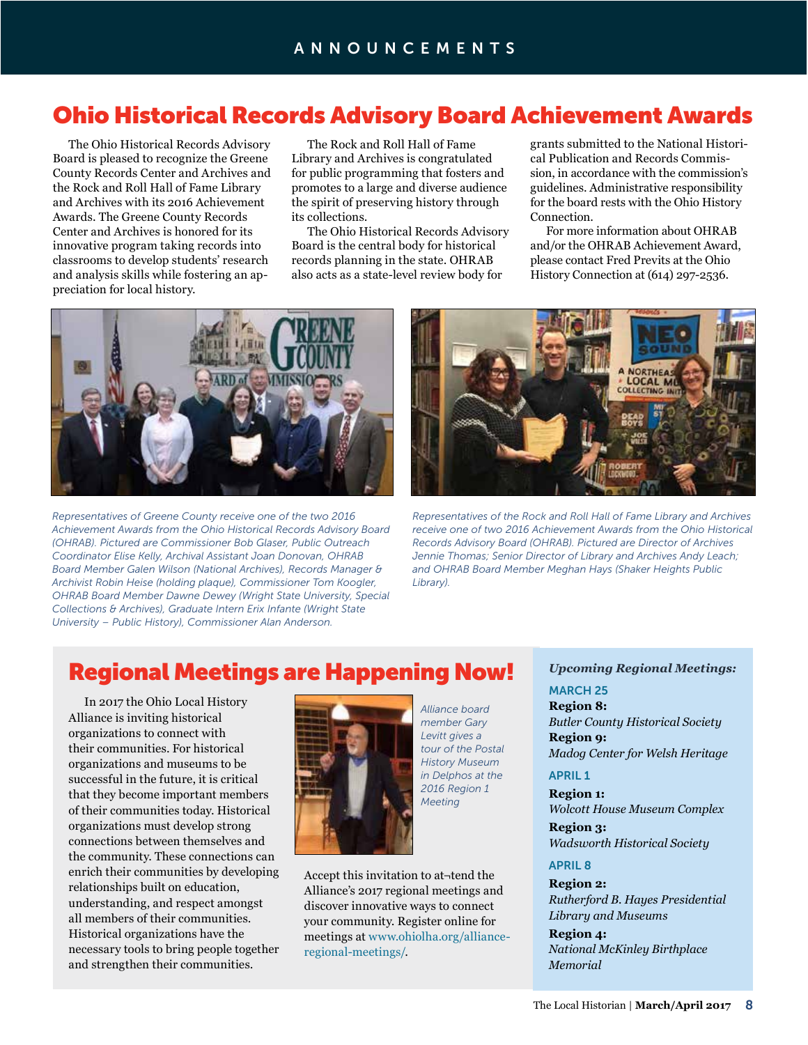# Ohio Historical Records Advisory Board Achievement Awards

The Ohio Historical Records Advisory Board is pleased to recognize the Greene County Records Center and Archives and the Rock and Roll Hall of Fame Library and Archives with its 2016 Achievement Awards. The Greene County Records Center and Archives is honored for its innovative program taking records into classrooms to develop students' research and analysis skills while fostering an appreciation for local history.

The Rock and Roll Hall of Fame Library and Archives is congratulated for public programming that fosters and promotes to a large and diverse audience the spirit of preserving history through its collections.

The Ohio Historical Records Advisory Board is the central body for historical records planning in the state. OHRAB also acts as a state-level review body for grants submitted to the National Historical Publication and Records Commission, in accordance with the commission's guidelines. Administrative responsibility for the board rests with the Ohio History Connection.

For more information about OHRAB and/or the OHRAB Achievement Award, please contact Fred Previts at the Ohio History Connection at (614) 297-2536.

*Representatives of Greene County receive one of the two 2016 Achievement Awards from the Ohio Historical Records Advisory Board (OHRAB). Pictured are Commissioner Bob Glaser, Public Outreach Coordinator Elise Kelly, Archival Assistant Joan Donovan, OHRAB Board Member Galen Wilson (National Archives), Records Manager & Archivist Robin Heise (holding plaque), Commissioner Tom Koogler, OHRAB Board Member Dawne Dewey (Wright State University, Special Collections & Archives), Graduate Intern Erix Infante (Wright State University – Public History), Commissioner Alan Anderson.*

*Representatives of the Rock and Roll Hall of Fame Library and Archives receive one of two 2016 Achievement Awards from the Ohio Historical Records Advisory Board (OHRAB). Pictured are Director of Archives Jennie Thomas; Senior Director of Library and Archives Andy Leach; and OHRAB Board Member Meghan Hays (Shaker Heights Public Library).*

# Regional Meetings are Happening Now!

In 2017 the Ohio Local History Alliance is inviting historical organizations to connect with their communities. For historical organizations and museums to be successful in the future, it is critical that they become important members of their communities today. Historical organizations must develop strong connections between themselves and the community. These connections can enrich their communities by developing relationships built on education, understanding, and respect amongst all members of their communities. Historical organizations have the necessary tools to bring people together and strengthen their communities.

*Alliance board member Gary Levitt gives a tour of the Postal History Museum in Delphos at the 2016 Region 1 Meeting*

Accept this invitation to at¬tend the Alliance's 2017 regional meetings and discover innovative ways to connect your community. Register online for meetings at www.ohiolha.org/alliance-regional-meetings/.

***Upcoming Regional Meetings:***

**MARCH 25**

**Region 8:**
*Butler County Historical Society*

**Region 9:**
*Madog Center for Welsh Heritage*

**APRIL 1**

**Region 1:**
*Wolcott House Museum Complex*

**Region 3:**
*Wadsworth Historical Society*

**APRIL 8**

**Region 2:**
*Rutherford B. Hayes Presidential Library and Museums*

**Region 4:**
*National McKinley Birthplace Memorial*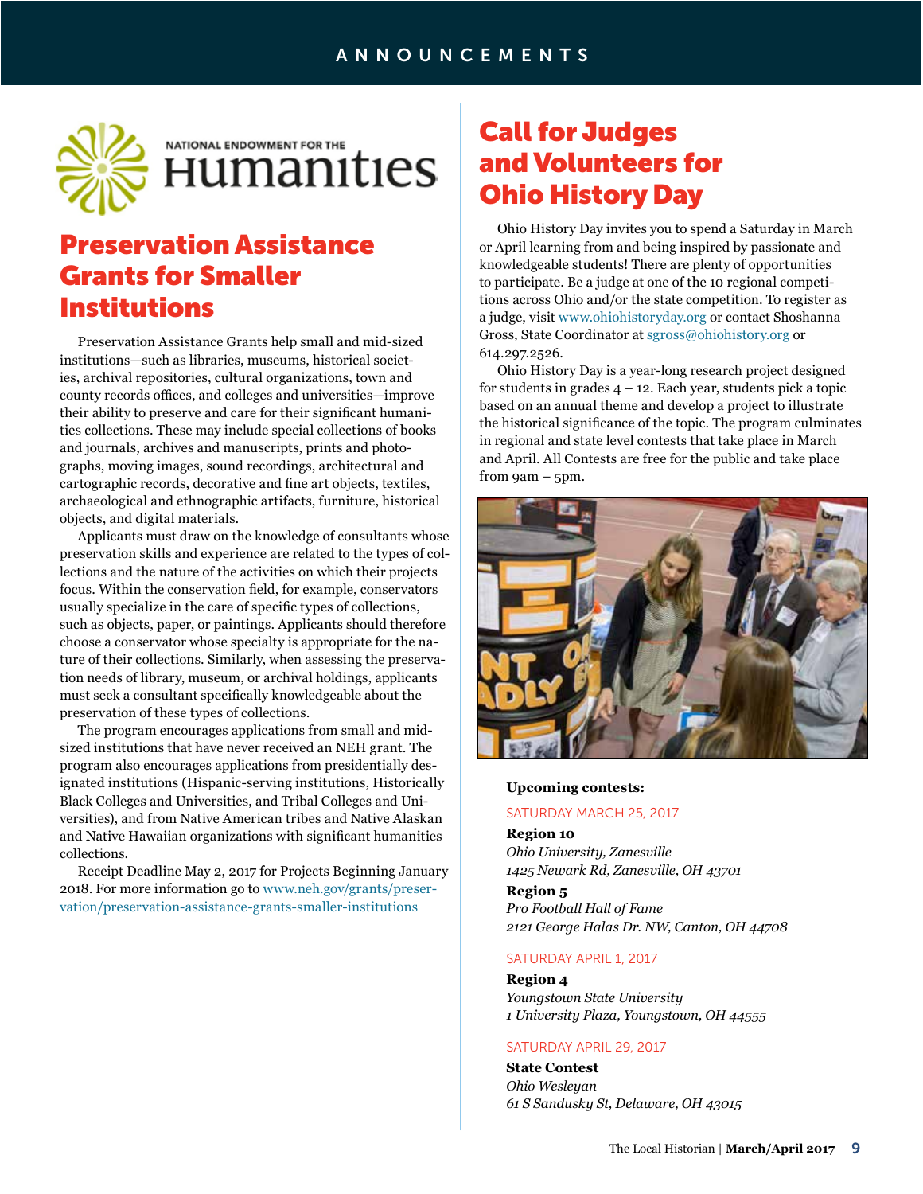# Preservation Assistance Grants for Smaller Institutions

Preservation Assistance Grants help small and mid-sized institutions—such as libraries, museums, historical societies, archival repositories, cultural organizations, town and county records offices, and colleges and universities—improve their ability to preserve and care for their significant humanities collections. These may include special collections of books and journals, archives and manuscripts, prints and photographs, moving images, sound recordings, architectural and cartographic records, decorative and fine art objects, textiles, archaeological and ethnographic artifacts, furniture, historical objects, and digital materials.

Applicants must draw on the knowledge of consultants whose preservation skills and experience are related to the types of collections and the nature of the activities on which their projects focus. Within the conservation field, for example, conservators usually specialize in the care of specific types of collections, such as objects, paper, or paintings. Applicants should therefore choose a conservator whose specialty is appropriate for the nature of their collections. Similarly, when assessing the preservation needs of library, museum, or archival holdings, applicants must seek a consultant specifically knowledgeable about the preservation of these types of collections.

The program encourages applications from small and mid-sized institutions that have never received an NEH grant. The program also encourages applications from presidentially designated institutions (Hispanic-serving institutions, Historically Black Colleges and Universities, and Tribal Colleges and Universities), and from Native American tribes and Native Alaskan and Native Hawaiian organizations with significant humanities collections.

Receipt Deadline May 2, 2017 for Projects Beginning January 2018. For more information go to www.neh.gov/grants/preservation/preservation-assistance-grants-smaller-institutions

# Call for Judges and Volunteers for Ohio History Day

Ohio History Day invites you to spend a Saturday in March or April learning from and being inspired by passionate and knowledgeable students! There are plenty of opportunities to participate. Be a judge at one of the 10 regional competitions across Ohio and/or the state competition. To register as a judge, visit www.ohiohistoryday.org or contact Shoshanna Gross, State Coordinator at sgross@ohiohistory.org or 614.297.2526.

Ohio History Day is a year-long research project designed for students in grades 4 – 12. Each year, students pick a topic based on an annual theme and develop a project to illustrate the historical significance of the topic. The program culminates in regional and state level contests that take place in March and April. All Contests are free for the public and take place from 9am – 5pm.

**Upcoming contests:**

SATURDAY MARCH 25, 2017

**Region 10**
*Ohio University, Zanesville*
*1425 Newark Rd, Zanesville, OH 43701*

**Region 5**
*Pro Football Hall of Fame*
*2121 George Halas Dr. NW, Canton, OH 44708*

SATURDAY APRIL 1, 2017

**Region 4**
*Youngstown State University*
*1 University Plaza, Youngstown, OH 44555*

SATURDAY APRIL 29, 2017

**State Contest**
*Ohio Wesleyan*
*61 S Sandusky St, Delaware, OH 43015*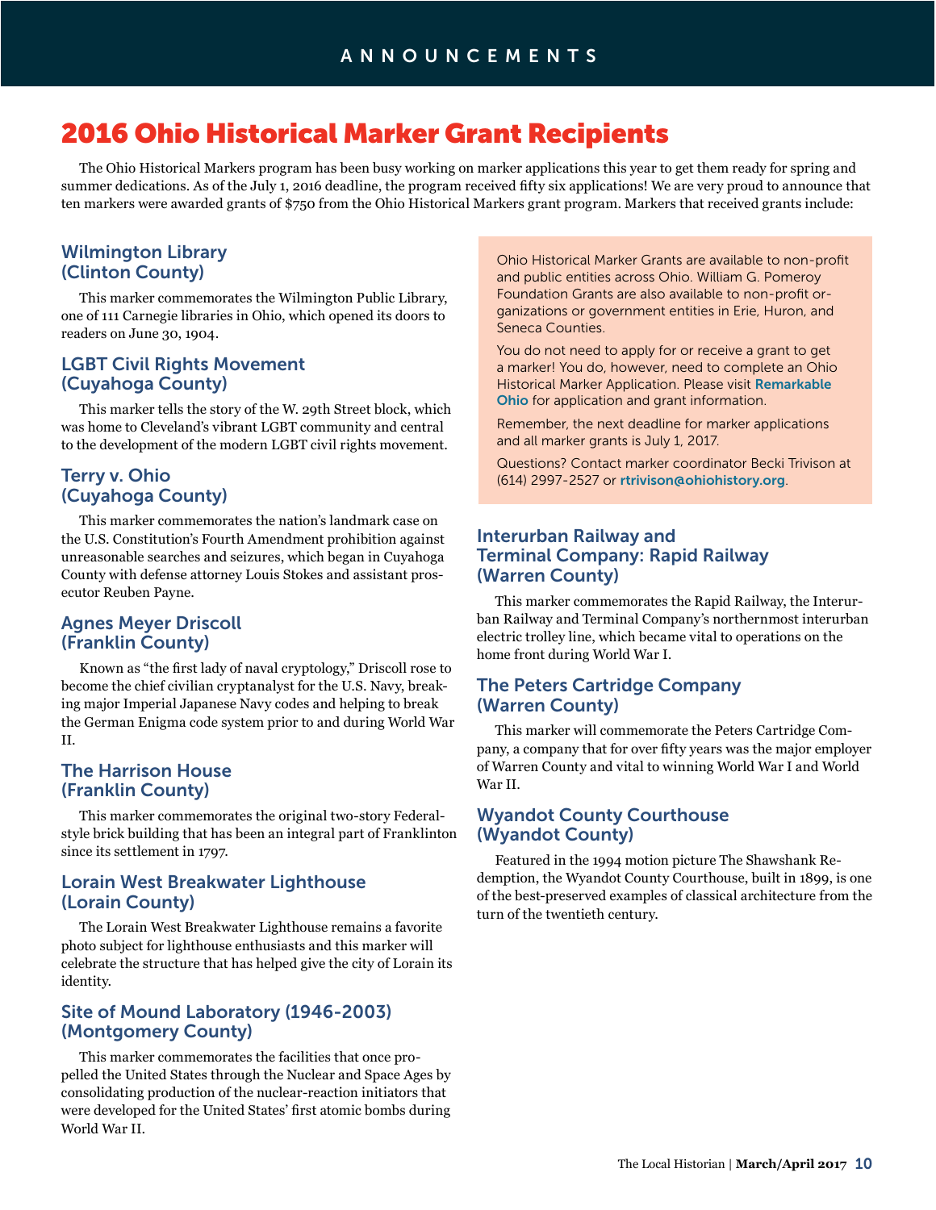# 2016 Ohio Historical Marker Grant Recipients

The Ohio Historical Markers program has been busy working on marker applications this year to get them ready for spring and summer dedications. As of the July 1, 2016 deadline, the program received fifty six applications! We are very proud to announce that ten markers were awarded grants of $750 from the Ohio Historical Markers grant program. Markers that received grants include:

### Wilmington Library (Clinton County)

This marker commemorates the Wilmington Public Library, one of 111 Carnegie libraries in Ohio, which opened its doors to readers on June 30, 1904.

### LGBT Civil Rights Movement (Cuyahoga County)

This marker tells the story of the W. 29th Street block, which was home to Cleveland's vibrant LGBT community and central to the development of the modern LGBT civil rights movement.

### Terry v. Ohio (Cuyahoga County)

This marker commemorates the nation's landmark case on the U.S. Constitution's Fourth Amendment prohibition against unreasonable searches and seizures, which began in Cuyahoga County with defense attorney Louis Stokes and assistant prosecutor Reuben Payne.

### Agnes Meyer Driscoll (Franklin County)

Known as "the first lady of naval cryptology," Driscoll rose to become the chief civilian cryptanalyst for the U.S. Navy, breaking major Imperial Japanese Navy codes and helping to break the German Enigma code system prior to and during World War II.

### The Harrison House (Franklin County)

This marker commemorates the original two-story Federal-style brick building that has been an integral part of Franklinton since its settlement in 1797.

### Lorain West Breakwater Lighthouse (Lorain County)

The Lorain West Breakwater Lighthouse remains a favorite photo subject for lighthouse enthusiasts and this marker will celebrate the structure that has helped give the city of Lorain its identity.

### Site of Mound Laboratory (1946-2003) (Montgomery County)

This marker commemorates the facilities that once propelled the United States through the Nuclear and Space Ages by consolidating production of the nuclear-reaction initiators that were developed for the United States' first atomic bombs during World War II.

> Ohio Historical Marker Grants are available to non-profit and public entities across Ohio. William G. Pomeroy Foundation Grants are also available to non-profit organizations or government entities in Erie, Huron, and Seneca Counties.
>
> You do not need to apply for or receive a grant to get a marker! You do, however, need to complete an Ohio Historical Marker Application. Please visit **Remarkable Ohio** for application and grant information.
>
> Remember, the next deadline for marker applications and all marker grants is July 1, 2017.
>
> Questions? Contact marker coordinator Becki Trivison at (614) 2997-2527 or **rtrivison@ohiohistory.org**.

### Interurban Railway and Terminal Company: Rapid Railway (Warren County)

This marker commemorates the Rapid Railway, the Interurban Railway and Terminal Company's northernmost interurban electric trolley line, which became vital to operations on the home front during World War I.

### The Peters Cartridge Company (Warren County)

This marker will commemorate the Peters Cartridge Company, a company that for over fifty years was the major employer of Warren County and vital to winning World War I and World War II.

### Wyandot County Courthouse (Wyandot County)

Featured in the 1994 motion picture The Shawshank Redemption, the Wyandot County Courthouse, built in 1899, is one of the best-preserved examples of classical architecture from the turn of the twentieth century.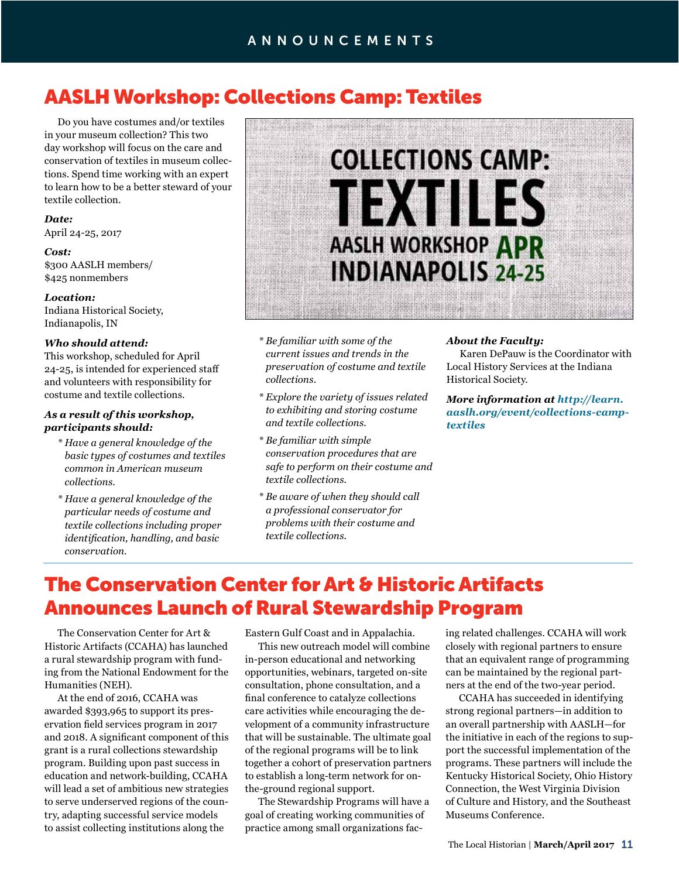# AASLH Workshop: Collections Camp: Textiles

Do you have costumes and/or textiles in your museum collection? This two day workshop will focus on the care and conservation of textiles in museum collections. Spend time working with an expert to learn how to be a better steward of your textile collection.

***Date:***
April 24-25, 2017

***Cost:***
$300 AASLH members/
$425 nonmembers

***Location:***
Indiana Historical Society,
Indianapolis, IN

***Who should attend:***
This workshop, scheduled for April 24-25, is intended for experienced staff and volunteers with responsibility for costume and textile collections.

***As a result of this workshop, participants should:***

- *Have a general knowledge of the basic types of costumes and textiles common in American museum collections.*
- *Have a general knowledge of the particular needs of costume and textile collections including proper identification, handling, and basic conservation.*
- *Be familiar with some of the current issues and trends in the preservation of costume and textile collections.*
- *Explore the variety of issues related to exhibiting and storing costume and textile collections.*
- *Be familiar with simple conservation procedures that are safe to perform on their costume and textile collections.*
- *Be aware of when they should call a professional conservator for problems with their costume and textile collections.*

COLLECTIONS CAMP: TEXTILES
AASLH WORKSHOP APR
INDIANAPOLIS 24-25

***About the Faculty:***
Karen DePauw is the Coordinator with Local History Services at the Indiana Historical Society.

***More information at http://learn.aaslh.org/event/collections-camp-textiles***

# The Conservation Center for Art & Historic Artifacts Announces Launch of Rural Stewardship Program

The Conservation Center for Art & Historic Artifacts (CCAHA) has launched a rural stewardship program with funding from the National Endowment for the Humanities (NEH).

At the end of 2016, CCAHA was awarded $393,965 to support its preservation field services program in 2017 and 2018. A significant component of this grant is a rural collections stewardship program. Building upon past success in education and network-building, CCAHA will lead a set of ambitious new strategies to serve underserved regions of the country, adapting successful service models to assist collecting institutions along the Eastern Gulf Coast and in Appalachia.

This new outreach model will combine in-person educational and networking opportunities, webinars, targeted on-site consultation, phone consultation, and a final conference to catalyze collections care activities while encouraging the development of a community infrastructure that will be sustainable. The ultimate goal of the regional programs will be to link together a cohort of preservation partners to establish a long-term network for on-the-ground regional support.

The Stewardship Programs will have a goal of creating working communities of practice among small organizations facing related challenges. CCAHA will work closely with regional partners to ensure that an equivalent range of programming can be maintained by the regional partners at the end of the two-year period.

CCAHA has succeeded in identifying strong regional partners—in addition to an overall partnership with AASLH—for the initiative in each of the regions to support the successful implementation of the programs. These partners will include the Kentucky Historical Society, Ohio History Connection, the West Virginia Division of Culture and History, and the Southeast Museums Conference.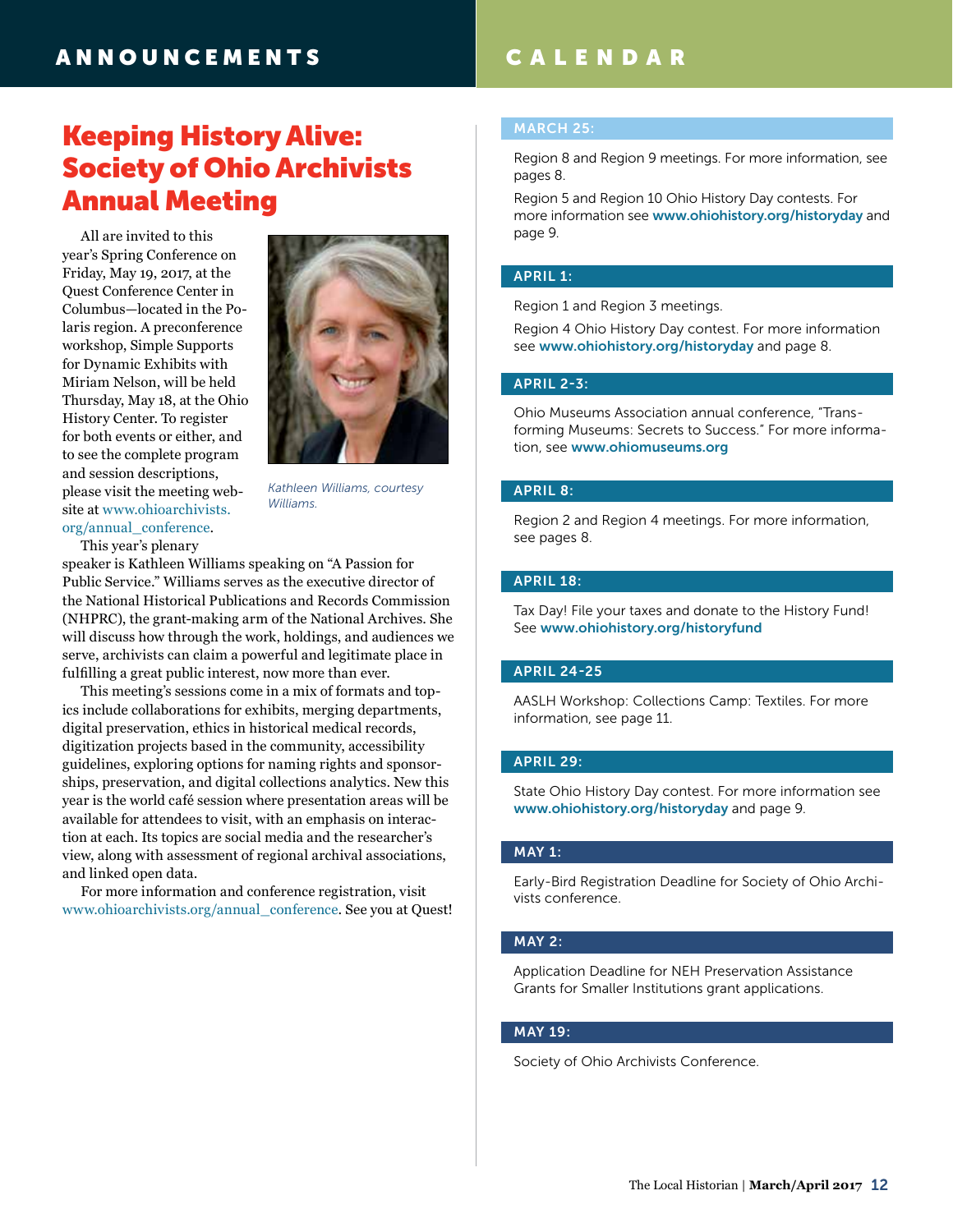# ANNOUNCEMENTS

## Keeping History Alive: Society of Ohio Archivists Annual Meeting

All are invited to this year's Spring Conference on Friday, May 19, 2017, at the Quest Conference Center in Columbus—located in the Polaris region. A preconference workshop, Simple Supports for Dynamic Exhibits with Miriam Nelson, will be held Thursday, May 18, at the Ohio History Center. To register for both events or either, and to see the complete program and session descriptions, please visit the meeting website at www.ohioarchivists.org/annual_conference.

*Kathleen Williams, courtesy Williams.*

This year's plenary speaker is Kathleen Williams speaking on "A Passion for Public Service." Williams serves as the executive director of the National Historical Publications and Records Commission (NHPRC), the grant-making arm of the National Archives. She will discuss how through the work, holdings, and audiences we serve, archivists can claim a powerful and legitimate place in fulfilling a great public interest, now more than ever.

This meeting's sessions come in a mix of formats and topics include collaborations for exhibits, merging departments, digital preservation, ethics in historical medical records, digitization projects based in the community, accessibility guidelines, exploring options for naming rights and sponsorships, preservation, and digital collections analytics. New this year is the world café session where presentation areas will be available for attendees to visit, with an emphasis on interaction at each. Its topics are social media and the researcher's view, along with assessment of regional archival associations, and linked open data.

For more information and conference registration, visit www.ohioarchivists.org/annual_conference. See you at Quest!

# CALENDAR

**MARCH 25:**

Region 8 and Region 9 meetings. For more information, see pages 8.

Region 5 and Region 10 Ohio History Day contests. For more information see **www.ohiohistory.org/historyday** and page 9.

**APRIL 1:**

Region 1 and Region 3 meetings.

Region 4 Ohio History Day contest. For more information see **www.ohiohistory.org/historyday** and page 8.

**APRIL 2-3:**

Ohio Museums Association annual conference, "Transforming Museums: Secrets to Success." For more information, see **www.ohiomuseums.org**

**APRIL 8:**

Region 2 and Region 4 meetings. For more information, see pages 8.

**APRIL 18:**

Tax Day! File your taxes and donate to the History Fund! See **www.ohiohistory.org/historyfund**

**APRIL 24-25**

AASLH Workshop: Collections Camp: Textiles. For more information, see page 11.

**APRIL 29:**

State Ohio History Day contest. For more information see **www.ohiohistory.org/historyday** and page 9.

**MAY 1:**

Early-Bird Registration Deadline for Society of Ohio Archivists conference.

**MAY 2:**

Application Deadline for NEH Preservation Assistance Grants for Smaller Institutions grant applications.

**MAY 19:**

Society of Ohio Archivists Conference.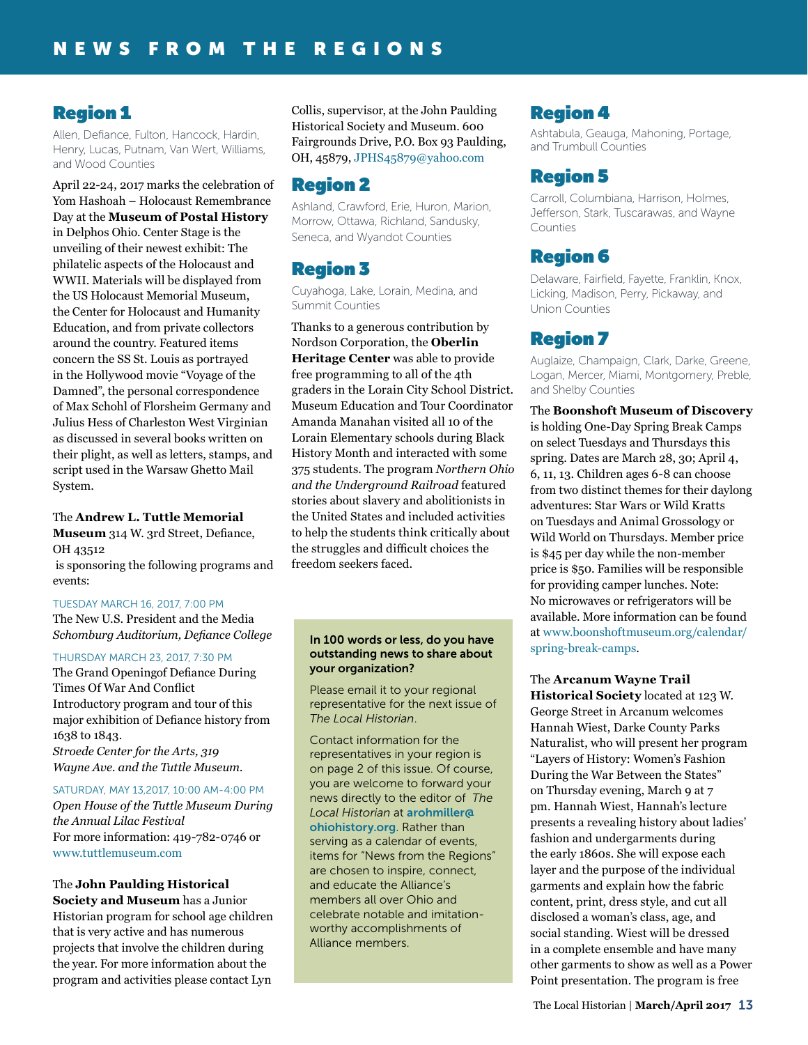# NEWS FROM THE REGIONS

## Region 1

Allen, Defiance, Fulton, Hancock, Hardin, Henry, Lucas, Putnam, Van Wert, Williams, and Wood Counties

April 22-24, 2017 marks the celebration of Yom Hashoah – Holocaust Remembrance Day at the **Museum of Postal History** in Delphos Ohio. Center Stage is the unveiling of their newest exhibit: The philatelic aspects of the Holocaust and WWII. Materials will be displayed from the US Holocaust Memorial Museum, the Center for Holocaust and Humanity Education, and from private collectors around the country. Featured items concern the SS St. Louis as portrayed in the Hollywood movie "Voyage of the Damned", the personal correspondence of Max Schohl of Florsheim Germany and Julius Hess of Charleston West Virginian as discussed in several books written on their plight, as well as letters, stamps, and script used in the Warsaw Ghetto Mail System.

The **Andrew L. Tuttle Memorial Museum** 314 W. 3rd Street, Defiance, OH 43512
is sponsoring the following programs and events:

TUESDAY MARCH 16, 2017, 7:00 PM
The New U.S. President and the Media
*Schomburg Auditorium, Defiance College*

THURSDAY MARCH 23, 2017, 7:30 PM
The Grand Openingof Defiance During Times Of War And Conflict
Introductory program and tour of this major exhibition of Defiance history from 1638 to 1843.
*Stroede Center for the Arts, 319 Wayne Ave. and the Tuttle Museum.*

SATURDAY, MAY 13,2017, 10:00 AM-4:00 PM
*Open House of the Tuttle Museum During the Annual Lilac Festival*
For more information: 419-782-0746 or www.tuttlemuseum.com

The **John Paulding Historical Society and Museum** has a Junior Historian program for school age children that is very active and has numerous projects that involve the children during the year. For more information about the program and activities please contact Lyn Collis, supervisor, at the John Paulding Historical Society and Museum. 600 Fairgrounds Drive, P.O. Box 93 Paulding, OH, 45879, JPHS45879@yahoo.com

## Region 2

Ashland, Crawford, Erie, Huron, Marion, Morrow, Ottawa, Richland, Sandusky, Seneca, and Wyandot Counties

## Region 3

Cuyahoga, Lake, Lorain, Medina, and Summit Counties

Thanks to a generous contribution by Nordson Corporation, the **Oberlin Heritage Center** was able to provide free programming to all of the 4th graders in the Lorain City School District. Museum Education and Tour Coordinator Amanda Manahan visited all 10 of the Lorain Elementary schools during Black History Month and interacted with some 375 students. The program *Northern Ohio and the Underground Railroad* featured stories about slavery and abolitionists in the United States and included activities to help the students think critically about the struggles and difficult choices the freedom seekers faced.

**In 100 words or less, do you have outstanding news to share about your organization?**

Please email it to your regional representative for the next issue of *The Local Historian*.

Contact information for the representatives in your region is on page 2 of this issue. Of course, you are welcome to forward your news directly to the editor of *The Local Historian* at **arohmiller@ohiohistory.org**. Rather than serving as a calendar of events, items for "News from the Regions" are chosen to inspire, connect, and educate the Alliance's members all over Ohio and celebrate notable and imitation-worthy accomplishments of Alliance members.

## Region 4

Ashtabula, Geauga, Mahoning, Portage, and Trumbull Counties

## Region 5

Carroll, Columbiana, Harrison, Holmes, Jefferson, Stark, Tuscarawas, and Wayne Counties

## Region 6

Delaware, Fairfield, Fayette, Franklin, Knox, Licking, Madison, Perry, Pickaway, and Union Counties

## Region 7

Auglaize, Champaign, Clark, Darke, Greene, Logan, Mercer, Miami, Montgomery, Preble, and Shelby Counties

The **Boonshoft Museum of Discovery** is holding One-Day Spring Break Camps on select Tuesdays and Thursdays this spring. Dates are March 28, 30; April 4, 6, 11, 13. Children ages 6-8 can choose from two distinct themes for their daylong adventures: Star Wars or Wild Kratts on Tuesdays and Animal Grossology or Wild World on Thursdays. Member price is $45 per day while the non-member price is $50. Families will be responsible for providing camper lunches. Note: No microwaves or refrigerators will be available. More information can be found at www.boonshoftmuseum.org/calendar/spring-break-camps.

The **Arcanum Wayne Trail Historical Society** located at 123 W. George Street in Arcanum welcomes Hannah Wiest, Darke County Parks Naturalist, who will present her program "Layers of History: Women's Fashion During the War Between the States" on Thursday evening, March 9 at 7 pm. Hannah Wiest, Hannah's lecture presents a revealing history about ladies' fashion and undergarments during the early 1860s. She will expose each layer and the purpose of the individual garments and explain how the fabric content, print, dress style, and cut all disclosed a woman's class, age, and social standing. Wiest will be dressed in a complete ensemble and have many other garments to show as well as a Power Point presentation. The program is free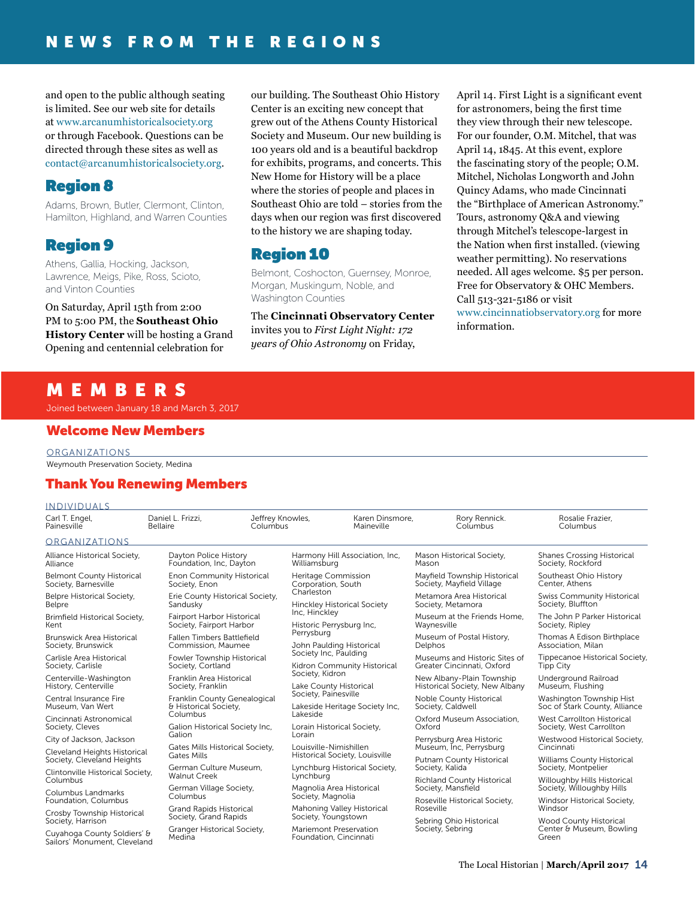# NEWS FROM THE REGIONS

and open to the public although seating is limited. See our web site for details at www.arcanumhistoricalsociety.org or through Facebook. Questions can be directed through these sites as well as contact@arcanumhistoricalsociety.org.

## Region 8

Adams, Brown, Butler, Clermont, Clinton, Hamilton, Highland, and Warren Counties

## Region 9

Athens, Gallia, Hocking, Jackson, Lawrence, Meigs, Pike, Ross, Scioto, and Vinton Counties

On Saturday, April 15th from 2:00 PM to 5:00 PM, the **Southeast Ohio History Center** will be hosting a Grand Opening and centennial celebration for our building. The Southeast Ohio History Center is an exciting new concept that grew out of the Athens County Historical Society and Museum. Our new building is 100 years old and is a beautiful backdrop for exhibits, programs, and concerts. This New Home for History will be a place where the stories of people and places in Southeast Ohio are told – stories from the days when our region was first discovered to the history we are shaping today.

## Region 10

Belmont, Coshocton, Guernsey, Monroe, Morgan, Muskingum, Noble, and Washington Counties

The **Cincinnati Observatory Center** invites you to *First Light Night: 172 years of Ohio Astronomy* on Friday, April 14. First Light is a significant event for astronomers, being the first time they view through their new telescope. For our founder, O.M. Mitchel, that was April 14, 1845. At this event, explore the fascinating story of the people; O.M. Mitchel, Nicholas Longworth and John Quincy Adams, who made Cincinnati the "Birthplace of American Astronomy." Tours, astronomy Q&A and viewing through Mitchel's telescope-largest in the Nation when first installed. (viewing weather permitting). No reservations needed. All ages welcome. $5 per person. Free for Observatory & OHC Members. Call 513-321-5186 or visit www.cincinnatiobservatory.org for more information.

# MEMBERS

Joined between January 18 and March 3, 2017

## Welcome New Members

### ORGANIZATIONS

Weymouth Preservation Society, Medina

## Thank You Renewing Members

### INDIVIDUALS

- Carl T. Engel, Painesville
- Daniel L. Frizzi, Bellaire
- Jeffrey Knowles, Columbus
- Karen Dinsmore, Maineville
- Rory Rennick. Columbus
- Rosalie Frazier, Columbus

### ORGANIZATIONS

- Alliance Historical Society, Alliance
- Belmont County Historical Society, Barnesville
- Belpre Historical Society, Belpre
- Brimfield Historical Society, Kent
- Brunswick Area Historical Society, Brunswick
- Carlisle Area Historical Society, Carlisle
- Centerville-Washington History, Centerville
- Central Insurance Fire Museum, Van Wert
- Cincinnati Astronomical Society, Cleves
- City of Jackson, Jackson
- Cleveland Heights Historical Society, Cleveland Heights
- Clintonville Historical Society, Columbus
- Columbus Landmarks Foundation, Columbus
- Crosby Township Historical Society, Harrison
- Cuyahoga County Soldiers' & Sailors' Monument, Cleveland
- Dayton Police History Foundation, Inc, Dayton
- Enon Community Historical Society, Enon
- Erie County Historical Society, Sandusky
- Fairport Harbor Historical Society, Fairport Harbor
- Fallen Timbers Battlefield Commission, Maumee
- Fowler Township Historical Society, Cortland
- Franklin Area Historical Society, Franklin
- Franklin County Genealogical & Historical Society, Columbus
- Galion Historical Society Inc, Galion
- Gates Mills Historical Society, Gates Mills
- German Culture Museum, Walnut Creek
- German Village Society, Columbus
- Grand Rapids Historical Society, Grand Rapids
- Granger Historical Society, Medina
- Harmony Hill Association, Inc, Williamsburg
- Heritage Commission Corporation, South Charleston
- Hinckley Historical Society Inc, Hinckley
- Historic Perrysburg Inc, Perrysburg
- John Paulding Historical Society Inc, Paulding
- Kidron Community Historical Society, Kidron
- Lake County Historical Society, Painesville
- Lakeside Heritage Society Inc, Lakeside
- Lorain Historical Society, Lorain
- Louisville-Nimishillen Historical Society, Louisville
- Lynchburg Historical Society, Lynchburg
- Magnolia Area Historical Society, Magnolia
- Mahoning Valley Historical Society, Youngstown
- Mariemont Preservation Foundation, Cincinnati
- Mason Historical Society, Mason
- Mayfield Township Historical Society, Mayfield Village
- Metamora Area Historical Society, Metamora
- Museum at the Friends Home, Waynesville
- Museum of Postal History, Delphos
- Museums and Historic Sites of Greater Cincinnati, Oxford
- New Albany-Plain Township Historical Society, New Albany
- Noble County Historical Society, Caldwell
- Oxford Museum Association, Oxford
- Perrysburg Area Historic Museum, Inc, Perrysburg
- Putnam County Historical Society, Kalida
- Richland County Historical Society, Mansfield
- Roseville Historical Society, Roseville
- Sebring Ohio Historical Society, Sebring
- Shanes Crossing Historical Society, Rockford
- Southeast Ohio History Center, Athens
- Swiss Community Historical Society, Bluffton
- The John P Parker Historical Society, Ripley
- Thomas A Edison Birthplace Association, Milan
- Tippecanoe Historical Society, Tipp City
- Underground Railroad Museum, Flushing
- Washington Township Hist Soc of Stark County, Alliance
- West Carrollton Historical Society, West Carrollton
- Westwood Historical Society, Cincinnati
- Williams County Historical Society, Montpelier
- Willoughby Hills Historical Society, Willoughby Hills
- Windsor Historical Society, Windsor
- Wood County Historical Center & Museum, Bowling Green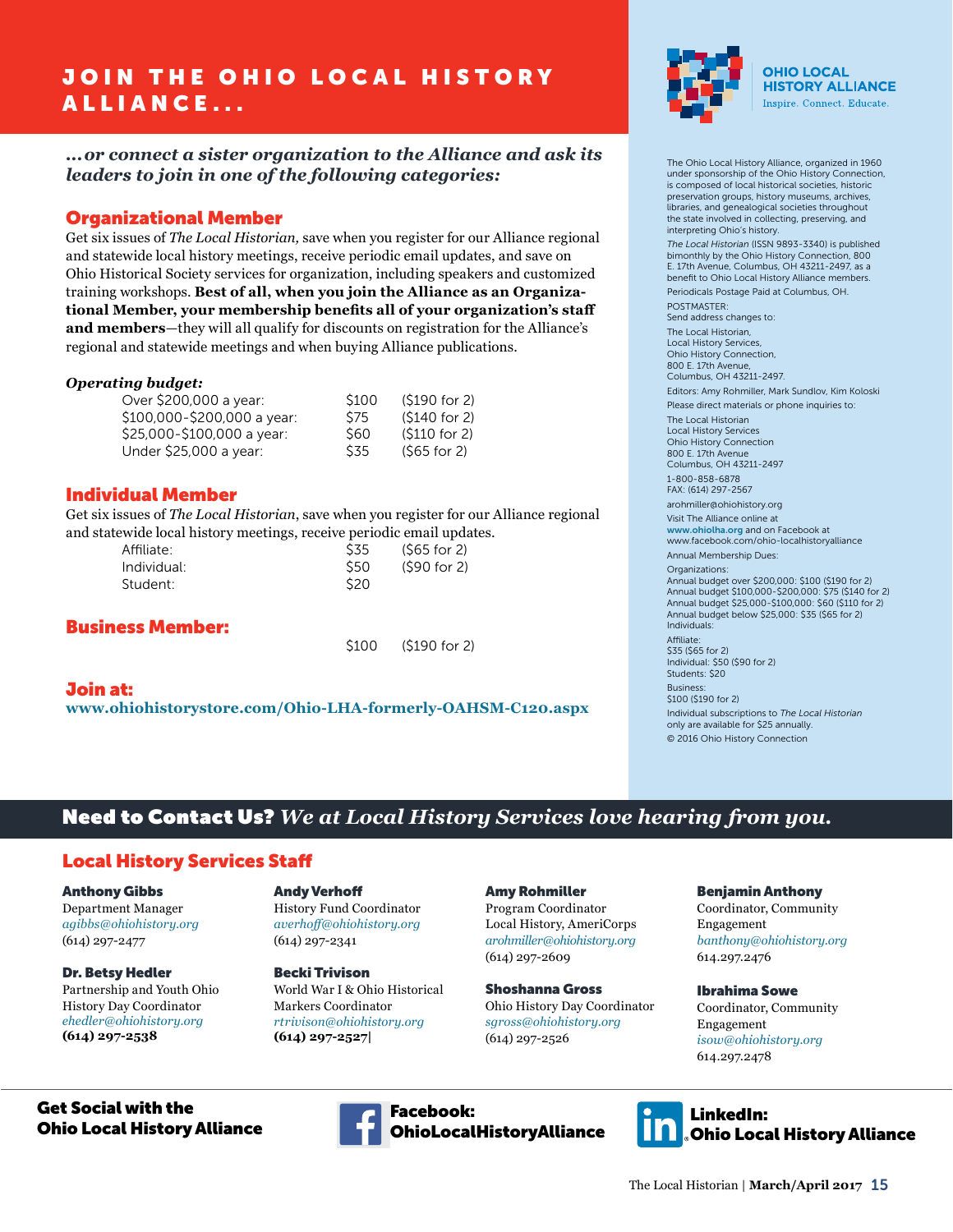# JOIN THE OHIO LOCAL HISTORY ALLIANCE...

***...or connect a sister organization to the Alliance and ask its leaders to join in one of the following categories:***

## Organizational Member

Get six issues of *The Local Historian,* save when you register for our Alliance regional and statewide local history meetings, receive periodic email updates, and save on Ohio Historical Society services for organization, including speakers and customized training workshops. **Best of all, when you join the Alliance as an Organizational Member, your membership benefits all of your organization's staff and members**—they will all qualify for discounts on registration for the Alliance's regional and statewide meetings and when buying Alliance publications.

***Operating budget:***

| | | |
|---|---|---|
| Over $200,000 a year: | $100 | ($190 for 2) |
| $100,000-$200,000 a year: | $75 | ($140 for 2) |
| $25,000-$100,000 a year: | $60 | ($110 for 2) |
| Under $25,000 a year: | $35 | ($65 for 2) |

## Individual Member

Get six issues of *The Local Historian*, save when you register for our Alliance regional and statewide local history meetings, receive periodic email updates.

| | | |
|---|---|---|
| Affiliate: | $35 | ($65 for 2) |
| Individual: | $50 | ($90 for 2) |
| Student: | $20 | |

## Business Member:

$100 ($190 for 2)

## Join at:

**www.ohiohistorystore.com/Ohio-LHA-formerly-OAHSM-C120.aspx**

OHIO LOCAL HISTORY ALLIANCE
Inspire. Connect. Educate.

The Ohio Local History Alliance, organized in 1960 under sponsorship of the Ohio History Connection, is composed of local historical societies, historic preservation groups, history museums, archives, libraries, and genealogical societies throughout the state involved in collecting, preserving, and interpreting Ohio's history.

*The Local Historian* (ISSN 9893-3340) is published bimonthly by the Ohio History Connection, 800 E. 17th Avenue, Columbus, OH 43211-2497, as a benefit to Ohio Local History Alliance members.

Periodicals Postage Paid at Columbus, OH.

POSTMASTER:
Send address changes to:

The Local Historian,
Local History Services,
Ohio History Connection,
800 E. 17th Avenue,
Columbus, OH 43211-2497.

Editors: Amy Rohmiller, Mark Sundlov, Kim Koloski

Please direct materials or phone inquiries to:

The Local Historian
Local History Services
Ohio History Connection
800 E. 17th Avenue
Columbus, OH 43211-2497

1-800-858-6878
FAX: (614) 297-2567

arohmiller@ohiohistory.org

Visit The Alliance online at **www.ohiolha.org** and on Facebook at www.facebook.com/ohio-localhistoryalliance

Annual Membership Dues:

Organizations:
Annual budget over $200,000: $100 ($190 for 2)
Annual budget $100,000-$200,000: $75 ($140 for 2)
Annual budget $25,000-$100,000: $60 ($110 for 2)
Annual budget below $25,000: $35 ($65 for 2)
Individuals:

Affiliate:
$35 ($65 for 2)
Individual: $50 ($90 for 2)
Students: $20

Business:
$100 ($190 for 2)

Individual subscriptions to *The Local Historian* only are available for $25 annually.

© 2016 Ohio History Connection

# Need to Contact Us? *We at Local History Services love hearing from you.*

## Local History Services Staff

**Anthony Gibbs**
Department Manager
*agibbs@ohiohistory.org*
(614) 297-2477

**Dr. Betsy Hedler**
Partnership and Youth Ohio History Day Coordinator
*ehedler@ohiohistory.org*
**(614) 297-2538**

**Andy Verhoff**
History Fund Coordinator
*averhoff@ohiohistory.org*
(614) 297-2341

**Becki Trivison**
World War I & Ohio Historical Markers Coordinator
*rtrivison@ohiohistory.org*
**(614) 297-2527|**

**Amy Rohmiller**
Program Coordinator
Local History, AmeriCorps
*arohmiller@ohiohistory.org*
(614) 297-2609

**Shoshanna Gross**
Ohio History Day Coordinator
*sgross@ohiohistory.org*
(614) 297-2526

**Benjamin Anthony**
Coordinator, Community Engagement
*banthony@ohiohistory.org*
614.297.2476

**Ibrahima Sowe**
Coordinator, Community Engagement
*isow@ohiohistory.org*
614.297.2478

**Get Social with the Ohio Local History Alliance**

**Facebook: OhioLocalHistoryAlliance**

**LinkedIn: Ohio Local History Alliance**